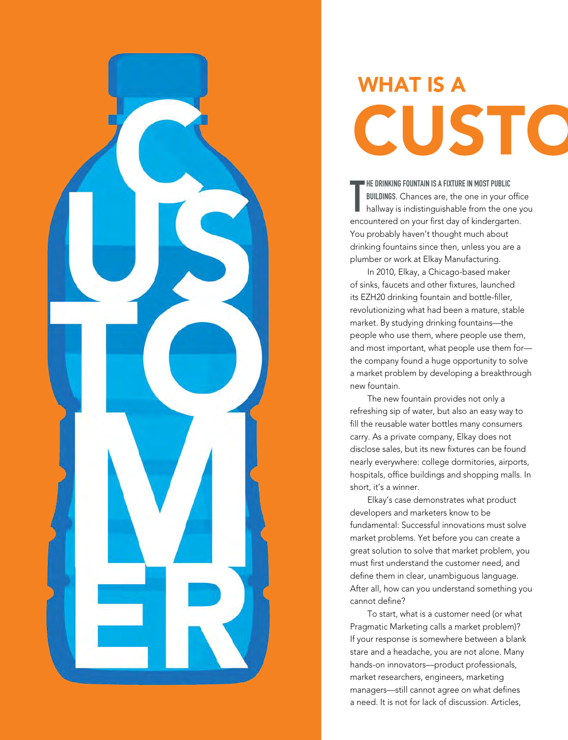# WHAT IS A CUSTO

THE DRINKING FOUNTAIN IS A FIXTURE IN MOST PUBLIC BUILDINGS. Chances are, the one in your office hallway is indistinguishable from the one you encountered on your first day of kindergarten. You probably haven't thought much about drinking fountains since then, unless you are a plumber or work at Elkay Manufacturing.

In 2010, Elkay, a Chicago-based maker of sinks, faucets and other fixtures, launched its EZH20 drinking fountain and bottle-filler, revolutionizing what had been a mature, stable market. By studying drinking fountains—the people who use them, where people use them, and most important, what people use them for—the company found a huge opportunity to solve a market problem by developing a breakthrough new fountain.

The new fountain provides not only a refreshing sip of water, but also an easy way to fill the reusable water bottles many consumers carry. As a private company, Elkay does not disclose sales, but its new fixtures can be found nearly everywhere: college dormitories, airports, hospitals, office buildings and shopping malls. In short, it's a winner.

Elkay's case demonstrates what product developers and marketers know to be fundamental: Successful innovations must solve market problems. Yet before you can create a great solution to solve that market problem, you must first understand the customer need, and define them in clear, unambiguous language. After all, how can you understand something you cannot define?

To start, what is a customer need (or what Pragmatic Marketing calls a market problem)? If your response is somewhere between a blank stare and a headache, you are not alone. Many hands-on innovators—product professionals, market researchers, engineers, marketing managers—still cannot agree on what defines a need. It is not for lack of discussion. Articles,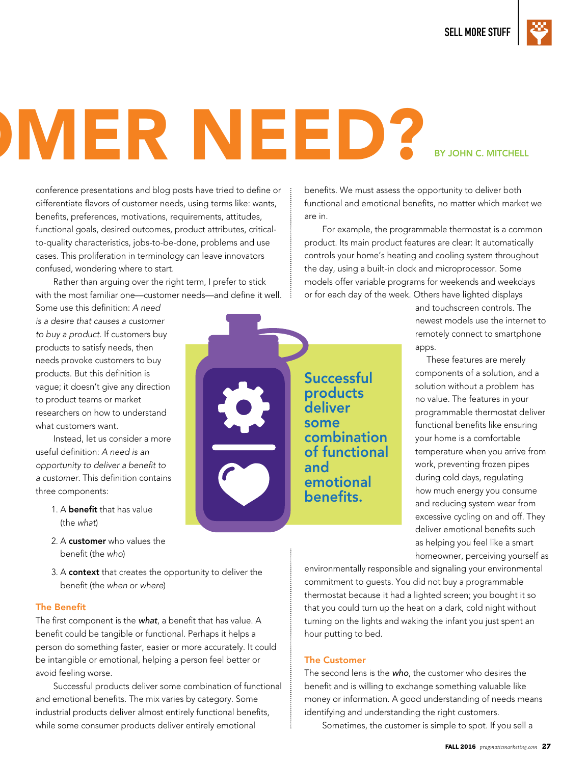# OMER NEED?

BY JOHN C. MITCHELL

conference presentations and blog posts have tried to define or differentiate flavors of customer needs, using terms like: wants, benefits, preferences, motivations, requirements, attitudes, functional goals, desired outcomes, product attributes, critical-to-quality characteristics, jobs-to-be-done, problems and use cases. This proliferation in terminology can leave innovators confused, wondering where to start.

Rather than arguing over the right term, I prefer to stick with the most familiar one—customer needs—and define it well. Some use this definition: *A need is a desire that causes a customer to buy a product.* If customers buy products to satisfy needs, then needs provoke customers to buy products. But this definition is vague; it doesn't give any direction to product teams or market researchers on how to understand what customers want.

Instead, let us consider a more useful definition: *A need is an opportunity to deliver a benefit to a customer.* This definition contains three components:

1. A **benefit** that has value (the *what*)
2. A **customer** who values the benefit (the *who*)
3. A **context** that creates the opportunity to deliver the benefit (the *when* or *where*)

### The Benefit

The first component is the ***what***, a benefit that has value. A benefit could be tangible or functional. Perhaps it helps a person do something faster, easier or more accurately. It could be intangible or emotional, helping a person feel better or avoid feeling worse.

Successful products deliver some combination of functional and emotional benefits. The mix varies by category. Some industrial products deliver almost entirely functional benefits, while some consumer products deliver entirely emotional benefits. We must assess the opportunity to deliver both functional and emotional benefits, no matter which market we are in.

For example, the programmable thermostat is a common product. Its main product features are clear: It automatically controls your home's heating and cooling system throughout the day, using a built-in clock and microprocessor. Some models offer variable programs for weekends and weekdays or for each day of the week. Others have lighted displays and touchscreen controls. The newest models use the internet to remotely connect to smartphone apps.

**Successful products deliver some combination of functional and emotional benefits.**

These features are merely components of a solution, and a solution without a problem has no value. The features in your programmable thermostat deliver functional benefits like ensuring your home is a comfortable temperature when you arrive from work, preventing frozen pipes during cold days, regulating how much energy you consume and reducing system wear from excessive cycling on and off. They deliver emotional benefits such as helping you feel like a smart homeowner, perceiving yourself as environmentally responsible and signaling your environmental commitment to guests. You did not buy a programmable thermostat because it had a lighted screen; you bought it so that you could turn up the heat on a dark, cold night without turning on the lights and waking the infant you just spent an hour putting to bed.

### The Customer

The second lens is the ***who***, the customer who desires the benefit and is willing to exchange something valuable like money or information. A good understanding of needs means identifying and understanding the right customers.

Sometimes, the customer is simple to spot. If you sell a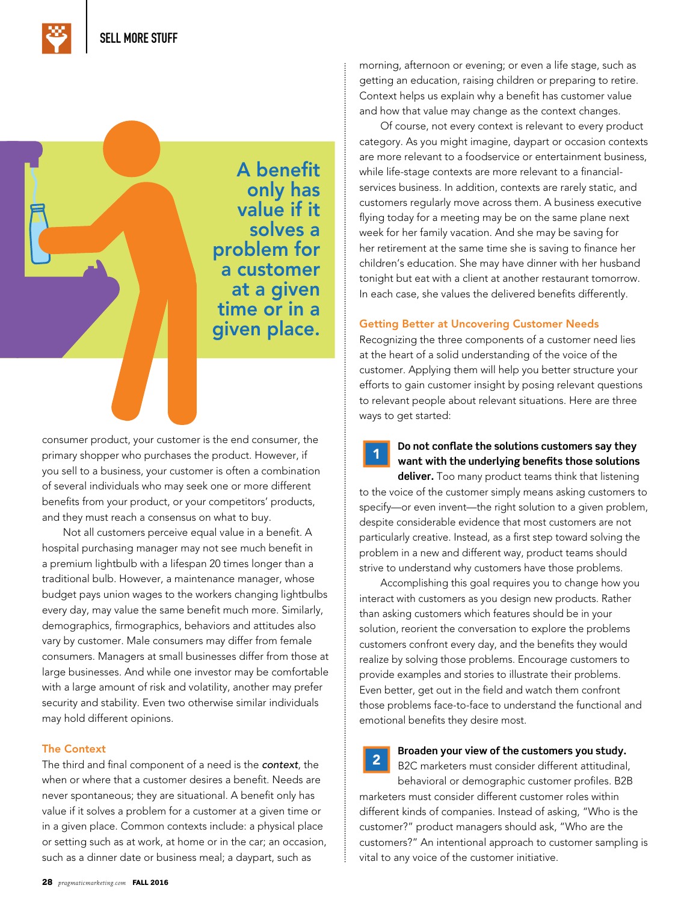A benefit only has value if it solves a problem for a customer at a given time or in a given place.

consumer product, your customer is the end consumer, the primary shopper who purchases the product. However, if you sell to a business, your customer is often a combination of several individuals who may seek one or more different benefits from your product, or your competitors' products, and they must reach a consensus on what to buy.

Not all customers perceive equal value in a benefit. A hospital purchasing manager may not see much benefit in a premium lightbulb with a lifespan 20 times longer than a traditional bulb. However, a maintenance manager, whose budget pays union wages to the workers changing lightbulbs every day, may value the same benefit much more. Similarly, demographics, firmographics, behaviors and attitudes also vary by customer. Male consumers may differ from female consumers. Managers at small businesses differ from those at large businesses. And while one investor may be comfortable with a large amount of risk and volatility, another may prefer security and stability. Even two otherwise similar individuals may hold different opinions.

### The Context

The third and final component of a need is the ***context***, the when or where that a customer desires a benefit. Needs are never spontaneous; they are situational. A benefit only has value if it solves a problem for a customer at a given time or in a given place. Common contexts include: a physical place or setting such as at work, at home or in the car; an occasion, such as a dinner date or business meal; a daypart, such as morning, afternoon or evening; or even a life stage, such as getting an education, raising children or preparing to retire. Context helps us explain why a benefit has customer value and how that value may change as the context changes.

Of course, not every context is relevant to every product category. As you might imagine, daypart or occasion contexts are more relevant to a foodservice or entertainment business, while life-stage contexts are more relevant to a financial-services business. In addition, contexts are rarely static, and customers regularly move across them. A business executive flying today for a meeting may be on the same plane next week for her family vacation. And she may be saving for her retirement at the same time she is saving to finance her children's education. She may have dinner with her husband tonight but eat with a client at another restaurant tomorrow. In each case, she values the delivered benefits differently.

### Getting Better at Uncovering Customer Needs

Recognizing the three components of a customer need lies at the heart of a solid understanding of the voice of the customer. Applying them will help you better structure your efforts to gain customer insight by posing relevant questions to relevant people about relevant situations. Here are three ways to get started:

**1** **Do not conflate the solutions customers say they want with the underlying benefits those solutions deliver.** Too many product teams think that listening to the voice of the customer simply means asking customers to specify—or even invent—the right solution to a given problem, despite considerable evidence that most customers are not particularly creative. Instead, as a first step toward solving the problem in a new and different way, product teams should strive to understand why customers have those problems.

Accomplishing this goal requires you to change how you interact with customers as you design new products. Rather than asking customers which features should be in your solution, reorient the conversation to explore the problems customers confront every day, and the benefits they would realize by solving those problems. Encourage customers to provide examples and stories to illustrate their problems. Even better, get out in the field and watch them confront those problems face-to-face to understand the functional and emotional benefits they desire most.

**2** **Broaden your view of the customers you study.** B2C marketers must consider different attitudinal, behavioral or demographic customer profiles. B2B marketers must consider different customer roles within different kinds of companies. Instead of asking, "Who is the customer?" product managers should ask, "Who are the customers?" An intentional approach to customer sampling is vital to any voice of the customer initiative.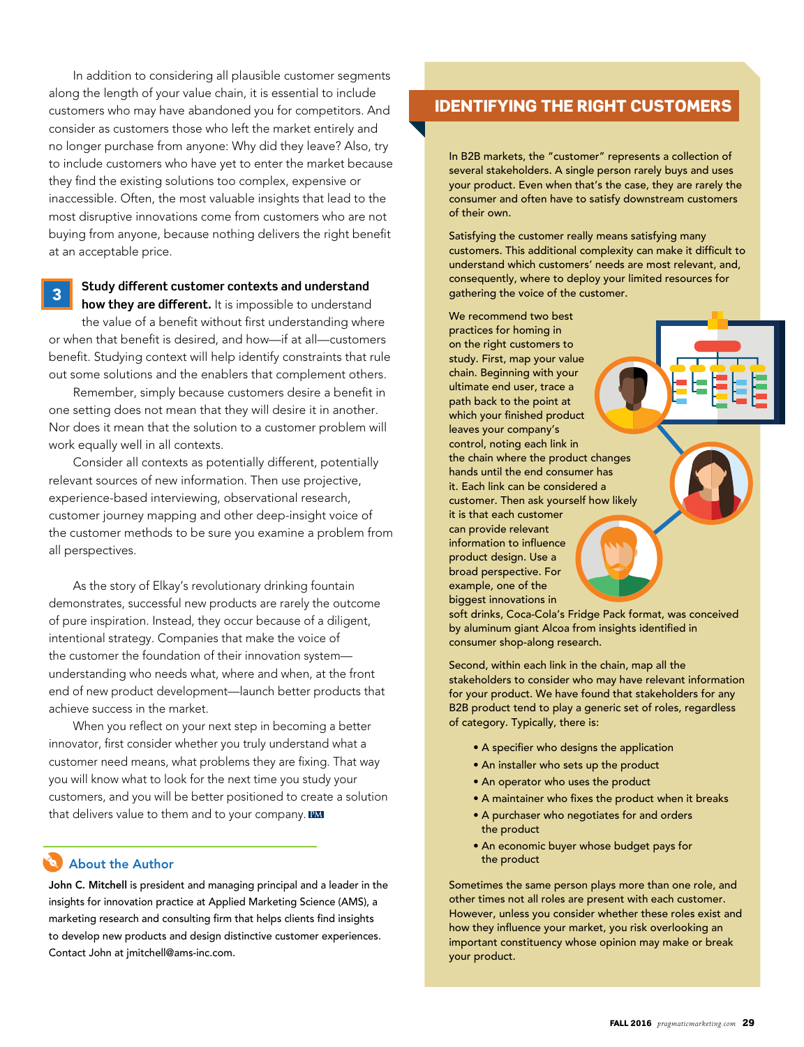In addition to considering all plausible customer segments along the length of your value chain, it is essential to include customers who may have abandoned you for competitors. And consider as customers those who left the market entirely and no longer purchase from anyone: Why did they leave? Also, try to include customers who have yet to enter the market because they find the existing solutions too complex, expensive or inaccessible. Often, the most valuable insights that lead to the most disruptive innovations come from customers who are not buying from anyone, because nothing delivers the right benefit at an acceptable price.

**3** **Study different customer contexts and understand how they are different.** It is impossible to understand the value of a benefit without first understanding where or when that benefit is desired, and how—if at all—customers benefit. Studying context will help identify constraints that rule out some solutions and the enablers that complement others.

Remember, simply because customers desire a benefit in one setting does not mean that they will desire it in another. Nor does it mean that the solution to a customer problem will work equally well in all contexts.

Consider all contexts as potentially different, potentially relevant sources of new information. Then use projective, experience-based interviewing, observational research, customer journey mapping and other deep-insight voice of the customer methods to be sure you examine a problem from all perspectives.

As the story of Elkay's revolutionary drinking fountain demonstrates, successful new products are rarely the outcome of pure inspiration. Instead, they occur because of a diligent, intentional strategy. Companies that make the voice of the customer the foundation of their innovation system—understanding who needs what, where and when, at the front end of new product development—launch better products that achieve success in the market.

When you reflect on your next step in becoming a better innovator, first consider whether you truly understand what a customer need means, what problems they are fixing. That way you will know what to look for the next time you study your customers, and you will be better positioned to create a solution that delivers value to them and to your company.

## About the Author

**John C. Mitchell** is president and managing principal and a leader in the insights for innovation practice at Applied Marketing Science (AMS), a marketing research and consulting firm that helps clients find insights to develop new products and design distinctive customer experiences. Contact John at jmitchell@ams-inc.com.

## IDENTIFYING THE RIGHT CUSTOMERS

In B2B markets, the "customer" represents a collection of several stakeholders. A single person rarely buys and uses your product. Even when that's the case, they are rarely the consumer and often have to satisfy downstream customers of their own.

Satisfying the customer really means satisfying many customers. This additional complexity can make it difficult to understand which customers' needs are most relevant, and, consequently, where to deploy your limited resources for gathering the voice of the customer.

We recommend two best practices for homing in on the right customers to study. First, map your value chain. Beginning with your ultimate end user, trace a path back to the point at which your finished product leaves your company's control, noting each link in the chain where the product changes hands until the end consumer has it. Each link can be considered a customer. Then ask yourself how likely it is that each customer can provide relevant information to influence product design. Use a broad perspective. For example, one of the biggest innovations in soft drinks, Coca-Cola's Fridge Pack format, was conceived by aluminum giant Alcoa from insights identified in consumer shop-along research.

Second, within each link in the chain, map all the stakeholders to consider who may have relevant information for your product. We have found that stakeholders for any B2B product tend to play a generic set of roles, regardless of category. Typically, there is:

- A specifier who designs the application
- An installer who sets up the product
- An operator who uses the product
- A maintainer who fixes the product when it breaks
- A purchaser who negotiates for and orders the product
- An economic buyer whose budget pays for the product

Sometimes the same person plays more than one role, and other times not all roles are present with each customer. However, unless you consider whether these roles exist and how they influence your market, you risk overlooking an important constituency whose opinion may make or break your product.